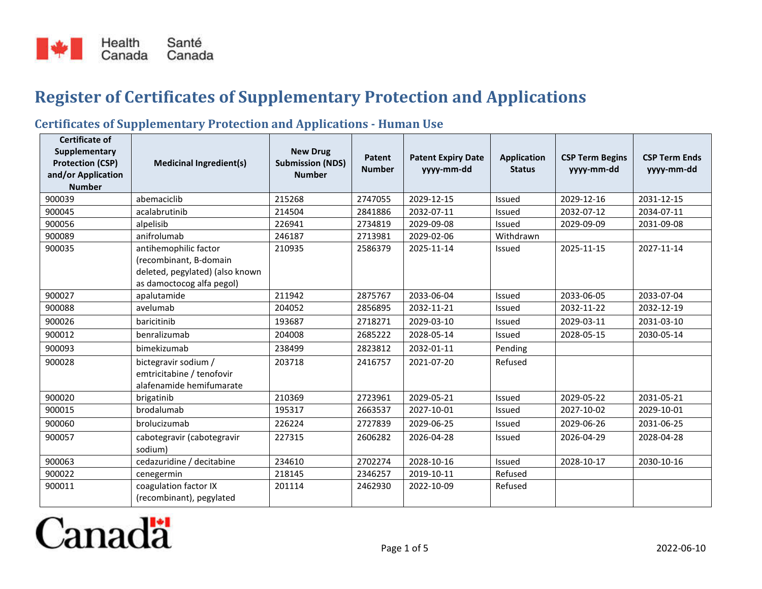# Register of Certificates of Supplementary Protection and Applications

## Certificates of Supplementary Protection and Applications - Human Use

| Certificate of Supplementary Protection (CSP) and/or Application Number | Medicinal Ingredient(s) | New Drug Submission (NDS) Number | Patent Number | Patent Expiry Date yyyy-mm-dd | Application Status | CSP Term Begins yyyy-mm-dd | CSP Term Ends yyyy-mm-dd |
|---|---|---|---|---|---|---|---|
| 900039 | abemaciclib | 215268 | 2747055 | 2029-12-15 | Issued | 2029-12-16 | 2031-12-15 |
| 900045 | acalabrutinib | 214504 | 2841886 | 2032-07-11 | Issued | 2032-07-12 | 2034-07-11 |
| 900056 | alpelisib | 226941 | 2734819 | 2029-09-08 | Issued | 2029-09-09 | 2031-09-08 |
| 900089 | anifrolumab | 246187 | 2713981 | 2029-02-06 | Withdrawn | | |
| 900035 | antihemophilic factor (recombinant, B-domain deleted, pegylated) (also known as damoctocog alfa pegol) | 210935 | 2586379 | 2025-11-14 | Issued | 2025-11-15 | 2027-11-14 |
| 900027 | apalutamide | 211942 | 2875767 | 2033-06-04 | Issued | 2033-06-05 | 2033-07-04 |
| 900088 | avelumab | 204052 | 2856895 | 2032-11-21 | Issued | 2032-11-22 | 2032-12-19 |
| 900026 | baricitinib | 193687 | 2718271 | 2029-03-10 | Issued | 2029-03-11 | 2031-03-10 |
| 900012 | benralizumab | 204008 | 2685222 | 2028-05-14 | Issued | 2028-05-15 | 2030-05-14 |
| 900093 | bimekizumab | 238499 | 2823812 | 2032-01-11 | Pending | | |
| 900028 | bictegravir sodium / emtricitabine / tenofovir alafenamide hemifumarate | 203718 | 2416757 | 2021-07-20 | Refused | | |
| 900020 | brigatinib | 210369 | 2723961 | 2029-05-21 | Issued | 2029-05-22 | 2031-05-21 |
| 900015 | brodalumab | 195317 | 2663537 | 2027-10-01 | Issued | 2027-10-02 | 2029-10-01 |
| 900060 | brolucizumab | 226224 | 2727839 | 2029-06-25 | Issued | 2029-06-26 | 2031-06-25 |
| 900057 | cabotegravir (cabotegravir sodium) | 227315 | 2606282 | 2026-04-28 | Issued | 2026-04-29 | 2028-04-28 |
| 900063 | cedazuridine / decitabine | 234610 | 2702274 | 2028-10-16 | Issued | 2028-10-17 | 2030-10-16 |
| 900022 | cenegermin | 218145 | 2346257 | 2019-10-11 | Refused | | |
| 900011 | coagulation factor IX (recombinant), pegylated | 201114 | 2462930 | 2022-10-09 | Refused | | |

2022-06-10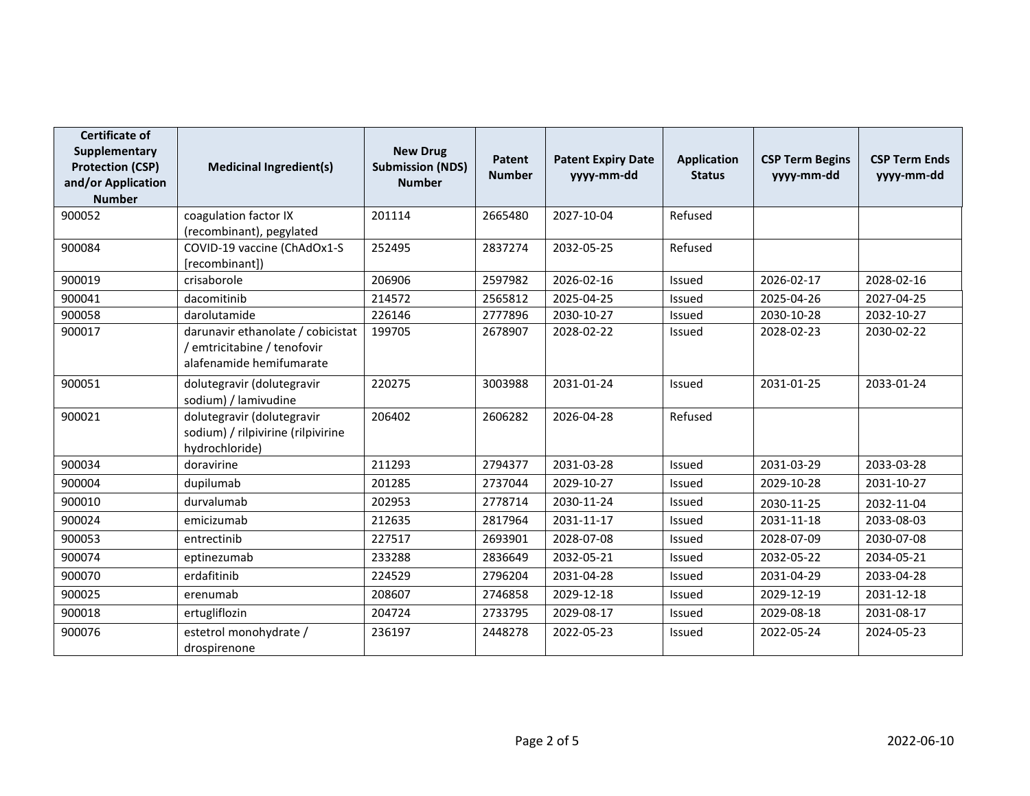| Certificate of Supplementary Protection (CSP) and/or Application Number | Medicinal Ingredient(s) | New Drug Submission (NDS) Number | Patent Number | Patent Expiry Date yyyy-mm-dd | Application Status | CSP Term Begins yyyy-mm-dd | CSP Term Ends yyyy-mm-dd |
|---|---|---|---|---|---|---|---|
| 900052 | coagulation factor IX (recombinant), pegylated | 201114 | 2665480 | 2027-10-04 | Refused | | |
| 900084 | COVID-19 vaccine (ChAdOx1-S [recombinant]) | 252495 | 2837274 | 2032-05-25 | Refused | | |
| 900019 | crisaborole | 206906 | 2597982 | 2026-02-16 | Issued | 2026-02-17 | 2028-02-16 |
| 900041 | dacomitinib | 214572 | 2565812 | 2025-04-25 | Issued | 2025-04-26 | 2027-04-25 |
| 900058 | darolutamide | 226146 | 2777896 | 2030-10-27 | Issued | 2030-10-28 | 2032-10-27 |
| 900017 | darunavir ethanolate / cobicistat / emtricitabine / tenofovir alafenamide hemifumarate | 199705 | 2678907 | 2028-02-22 | Issued | 2028-02-23 | 2030-02-22 |
| 900051 | dolutegravir (dolutegravir sodium) / lamivudine | 220275 | 3003988 | 2031-01-24 | Issued | 2031-01-25 | 2033-01-24 |
| 900021 | dolutegravir (dolutegravir sodium) / rilpivirine (rilpivirine hydrochloride) | 206402 | 2606282 | 2026-04-28 | Refused | | |
| 900034 | doravirine | 211293 | 2794377 | 2031-03-28 | Issued | 2031-03-29 | 2033-03-28 |
| 900004 | dupilumab | 201285 | 2737044 | 2029-10-27 | Issued | 2029-10-28 | 2031-10-27 |
| 900010 | durvalumab | 202953 | 2778714 | 2030-11-24 | Issued | 2030-11-25 | 2032-11-04 |
| 900024 | emicizumab | 212635 | 2817964 | 2031-11-17 | Issued | 2031-11-18 | 2033-08-03 |
| 900053 | entrectinib | 227517 | 2693901 | 2028-07-08 | Issued | 2028-07-09 | 2030-07-08 |
| 900074 | eptinezumab | 233288 | 2836649 | 2032-05-21 | Issued | 2032-05-22 | 2034-05-21 |
| 900070 | erdafitinib | 224529 | 2796204 | 2031-04-28 | Issued | 2031-04-29 | 2033-04-28 |
| 900025 | erenumab | 208607 | 2746858 | 2029-12-18 | Issued | 2029-12-19 | 2031-12-18 |
| 900018 | ertugliflozin | 204724 | 2733795 | 2029-08-17 | Issued | 2029-08-18 | 2031-08-17 |
| 900076 | estetrol monohydrate / drospirenone | 236197 | 2448278 | 2022-05-23 | Issued | 2022-05-24 | 2024-05-23 |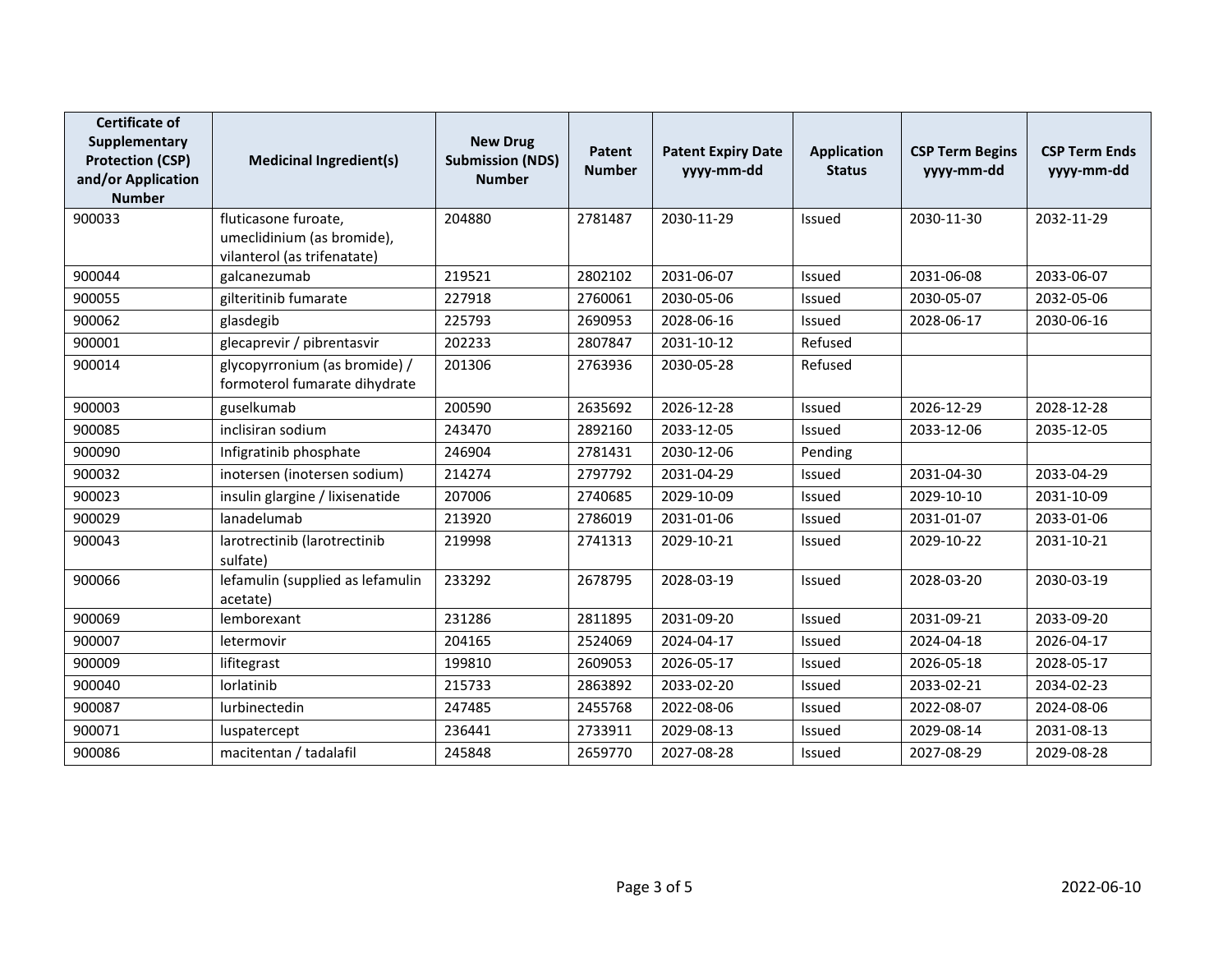| Certificate of Supplementary Protection (CSP) and/or Application Number | Medicinal Ingredient(s) | New Drug Submission (NDS) Number | Patent Number | Patent Expiry Date yyyy-mm-dd | Application Status | CSP Term Begins yyyy-mm-dd | CSP Term Ends yyyy-mm-dd |
|---|---|---|---|---|---|---|---|
| 900033 | fluticasone furoate, umeclidinium (as bromide), vilanterol (as trifenatate) | 204880 | 2781487 | 2030-11-29 | Issued | 2030-11-30 | 2032-11-29 |
| 900044 | galcanezumab | 219521 | 2802102 | 2031-06-07 | Issued | 2031-06-08 | 2033-06-07 |
| 900055 | gilteritinib fumarate | 227918 | 2760061 | 2030-05-06 | Issued | 2030-05-07 | 2032-05-06 |
| 900062 | glasdegib | 225793 | 2690953 | 2028-06-16 | Issued | 2028-06-17 | 2030-06-16 |
| 900001 | glecaprevir / pibrentasvir | 202233 | 2807847 | 2031-10-12 | Refused | | |
| 900014 | glycopyrronium (as bromide) / formoterol fumarate dihydrate | 201306 | 2763936 | 2030-05-28 | Refused | | |
| 900003 | guselkumab | 200590 | 2635692 | 2026-12-28 | Issued | 2026-12-29 | 2028-12-28 |
| 900085 | inclisiran sodium | 243470 | 2892160 | 2033-12-05 | Issued | 2033-12-06 | 2035-12-05 |
| 900090 | Infigratinib phosphate | 246904 | 2781431 | 2030-12-06 | Pending | | |
| 900032 | inotersen (inotersen sodium) | 214274 | 2797792 | 2031-04-29 | Issued | 2031-04-30 | 2033-04-29 |
| 900023 | insulin glargine / lixisenatide | 207006 | 2740685 | 2029-10-09 | Issued | 2029-10-10 | 2031-10-09 |
| 900029 | lanadelumab | 213920 | 2786019 | 2031-01-06 | Issued | 2031-01-07 | 2033-01-06 |
| 900043 | larotrectinib (larotrectinib sulfate) | 219998 | 2741313 | 2029-10-21 | Issued | 2029-10-22 | 2031-10-21 |
| 900066 | lefamulin (supplied as lefamulin acetate) | 233292 | 2678795 | 2028-03-19 | Issued | 2028-03-20 | 2030-03-19 |
| 900069 | lemborexant | 231286 | 2811895 | 2031-09-20 | Issued | 2031-09-21 | 2033-09-20 |
| 900007 | letermovir | 204165 | 2524069 | 2024-04-17 | Issued | 2024-04-18 | 2026-04-17 |
| 900009 | lifitegrast | 199810 | 2609053 | 2026-05-17 | Issued | 2026-05-18 | 2028-05-17 |
| 900040 | lorlatinib | 215733 | 2863892 | 2033-02-20 | Issued | 2033-02-21 | 2034-02-23 |
| 900087 | lurbinectedin | 247485 | 2455768 | 2022-08-06 | Issued | 2022-08-07 | 2024-08-06 |
| 900071 | luspatercept | 236441 | 2733911 | 2029-08-13 | Issued | 2029-08-14 | 2031-08-13 |
| 900086 | macitentan / tadalafil | 245848 | 2659770 | 2027-08-28 | Issued | 2027-08-29 | 2029-08-28 |

2022-06-10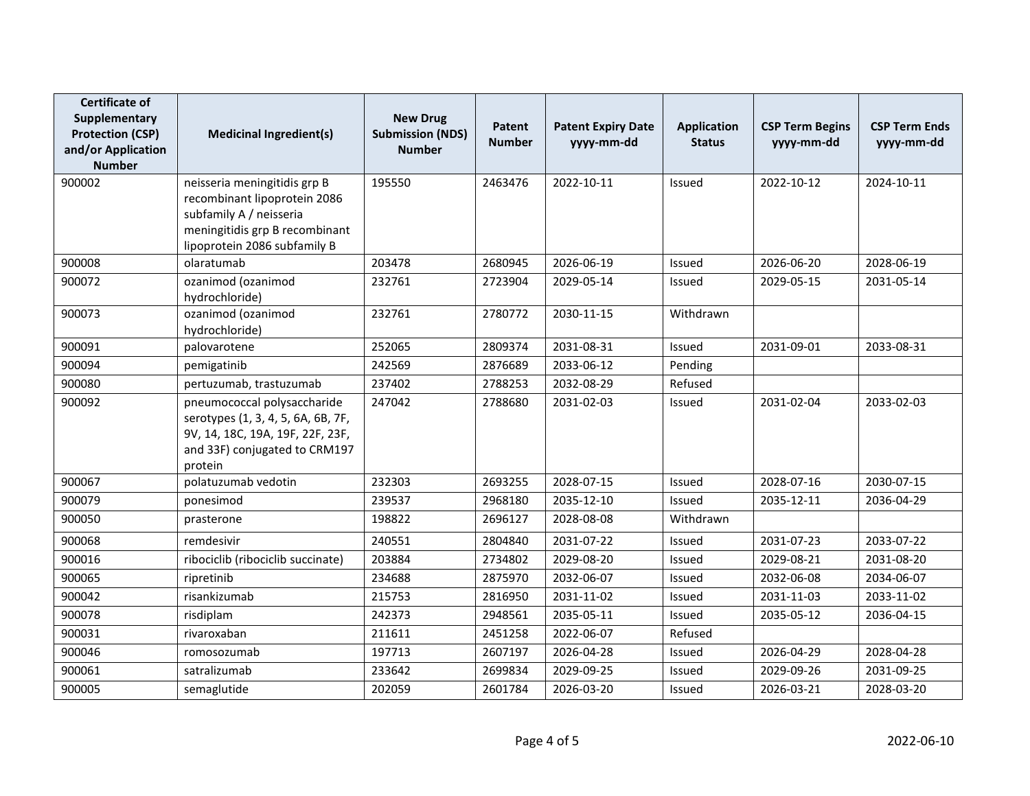| Certificate of Supplementary Protection (CSP) and/or Application Number | Medicinal Ingredient(s) | New Drug Submission (NDS) Number | Patent Number | Patent Expiry Date yyyy-mm-dd | Application Status | CSP Term Begins yyyy-mm-dd | CSP Term Ends yyyy-mm-dd |
|---|---|---|---|---|---|---|---|
| 900002 | neisseria meningitidis grp B recombinant lipoprotein 2086 subfamily A / neisseria meningitidis grp B recombinant lipoprotein 2086 subfamily B | 195550 | 2463476 | 2022-10-11 | Issued | 2022-10-12 | 2024-10-11 |
| 900008 | olaratumab | 203478 | 2680945 | 2026-06-19 | Issued | 2026-06-20 | 2028-06-19 |
| 900072 | ozanimod (ozanimod hydrochloride) | 232761 | 2723904 | 2029-05-14 | Issued | 2029-05-15 | 2031-05-14 |
| 900073 | ozanimod (ozanimod hydrochloride) | 232761 | 2780772 | 2030-11-15 | Withdrawn | | |
| 900091 | palovarotene | 252065 | 2809374 | 2031-08-31 | Issued | 2031-09-01 | 2033-08-31 |
| 900094 | pemigatinib | 242569 | 2876689 | 2033-06-12 | Pending | | |
| 900080 | pertuzumab, trastuzumab | 237402 | 2788253 | 2032-08-29 | Refused | | |
| 900092 | pneumococcal polysaccharide serotypes (1, 3, 4, 5, 6A, 6B, 7F, 9V, 14, 18C, 19A, 19F, 22F, 23F, and 33F) conjugated to CRM197 protein | 247042 | 2788680 | 2031-02-03 | Issued | 2031-02-04 | 2033-02-03 |
| 900067 | polatuzumab vedotin | 232303 | 2693255 | 2028-07-15 | Issued | 2028-07-16 | 2030-07-15 |
| 900079 | ponesimod | 239537 | 2968180 | 2035-12-10 | Issued | 2035-12-11 | 2036-04-29 |
| 900050 | prasterone | 198822 | 2696127 | 2028-08-08 | Withdrawn | | |
| 900068 | remdesivir | 240551 | 2804840 | 2031-07-22 | Issued | 2031-07-23 | 2033-07-22 |
| 900016 | ribociclib (ribociclib succinate) | 203884 | 2734802 | 2029-08-20 | Issued | 2029-08-21 | 2031-08-20 |
| 900065 | ripretinib | 234688 | 2875970 | 2032-06-07 | Issued | 2032-06-08 | 2034-06-07 |
| 900042 | risankizumab | 215753 | 2816950 | 2031-11-02 | Issued | 2031-11-03 | 2033-11-02 |
| 900078 | risdiplam | 242373 | 2948561 | 2035-05-11 | Issued | 2035-05-12 | 2036-04-15 |
| 900031 | rivaroxaban | 211611 | 2451258 | 2022-06-07 | Refused | | |
| 900046 | romosozumab | 197713 | 2607197 | 2026-04-28 | Issued | 2026-04-29 | 2028-04-28 |
| 900061 | satralizumab | 233642 | 2699834 | 2029-09-25 | Issued | 2029-09-26 | 2031-09-25 |
| 900005 | semaglutide | 202059 | 2601784 | 2026-03-20 | Issued | 2026-03-21 | 2028-03-20 |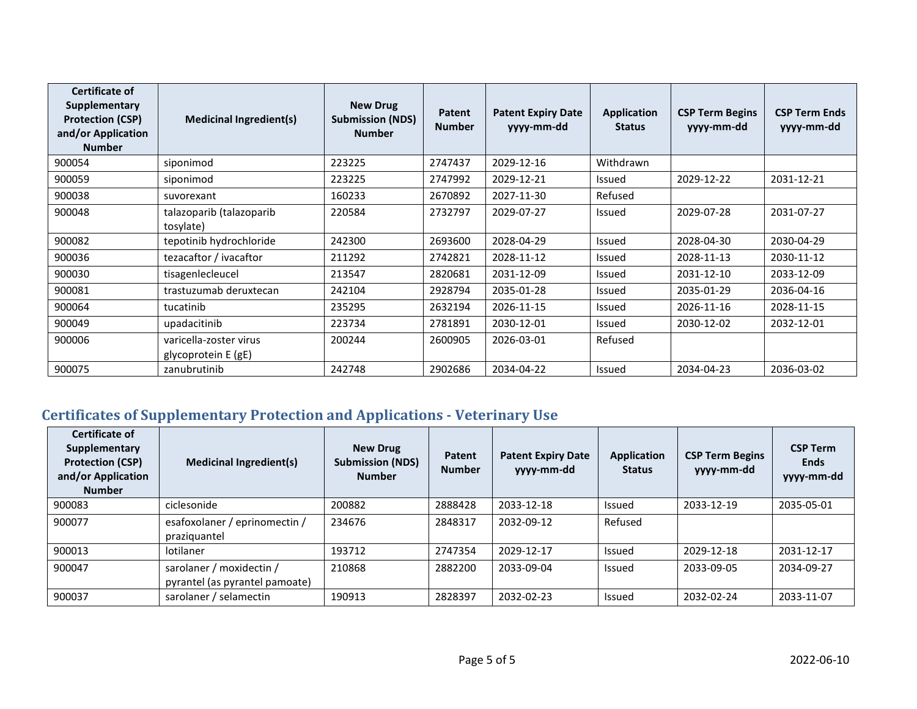| Certificate of Supplementary Protection (CSP) and/or Application Number | Medicinal Ingredient(s) | New Drug Submission (NDS) Number | Patent Number | Patent Expiry Date yyyy-mm-dd | Application Status | CSP Term Begins yyyy-mm-dd | CSP Term Ends yyyy-mm-dd |
|---|---|---|---|---|---|---|---|
| 900054 | siponimod | 223225 | 2747437 | 2029-12-16 | Withdrawn | | |
| 900059 | siponimod | 223225 | 2747992 | 2029-12-21 | Issued | 2029-12-22 | 2031-12-21 |
| 900038 | suvorexant | 160233 | 2670892 | 2027-11-30 | Refused | | |
| 900048 | talazoparib (talazoparib tosylate) | 220584 | 2732797 | 2029-07-27 | Issued | 2029-07-28 | 2031-07-27 |
| 900082 | tepotinib hydrochloride | 242300 | 2693600 | 2028-04-29 | Issued | 2028-04-30 | 2030-04-29 |
| 900036 | tezacaftor / ivacaftor | 211292 | 2742821 | 2028-11-12 | Issued | 2028-11-13 | 2030-11-12 |
| 900030 | tisagenlecleucel | 213547 | 2820681 | 2031-12-09 | Issued | 2031-12-10 | 2033-12-09 |
| 900081 | trastuzumab deruxtecan | 242104 | 2928794 | 2035-01-28 | Issued | 2035-01-29 | 2036-04-16 |
| 900064 | tucatinib | 235295 | 2632194 | 2026-11-15 | Issued | 2026-11-16 | 2028-11-15 |
| 900049 | upadacitinib | 223734 | 2781891 | 2030-12-01 | Issued | 2030-12-02 | 2032-12-01 |
| 900006 | varicella-zoster virus glycoprotein E (gE) | 200244 | 2600905 | 2026-03-01 | Refused | | |
| 900075 | zanubrutinib | 242748 | 2902686 | 2034-04-22 | Issued | 2034-04-23 | 2036-03-02 |

## Certificates of Supplementary Protection and Applications - Veterinary Use

| Certificate of Supplementary Protection (CSP) and/or Application Number | Medicinal Ingredient(s) | New Drug Submission (NDS) Number | Patent Number | Patent Expiry Date yyyy-mm-dd | Application Status | CSP Term Begins yyyy-mm-dd | CSP Term Ends yyyy-mm-dd |
|---|---|---|---|---|---|---|---|
| 900083 | ciclesonide | 200882 | 2888428 | 2033-12-18 | Issued | 2033-12-19 | 2035-05-01 |
| 900077 | esafoxolaner / eprinomectin / praziquantel | 234676 | 2848317 | 2032-09-12 | Refused | | |
| 900013 | lotilaner | 193712 | 2747354 | 2029-12-17 | Issued | 2029-12-18 | 2031-12-17 |
| 900047 | sarolaner / moxidectin / pyrantel (as pyrantel pamoate) | 210868 | 2882200 | 2033-09-04 | Issued | 2033-09-05 | 2034-09-27 |
| 900037 | sarolaner / selamectin | 190913 | 2828397 | 2032-02-23 | Issued | 2032-02-24 | 2033-11-07 |